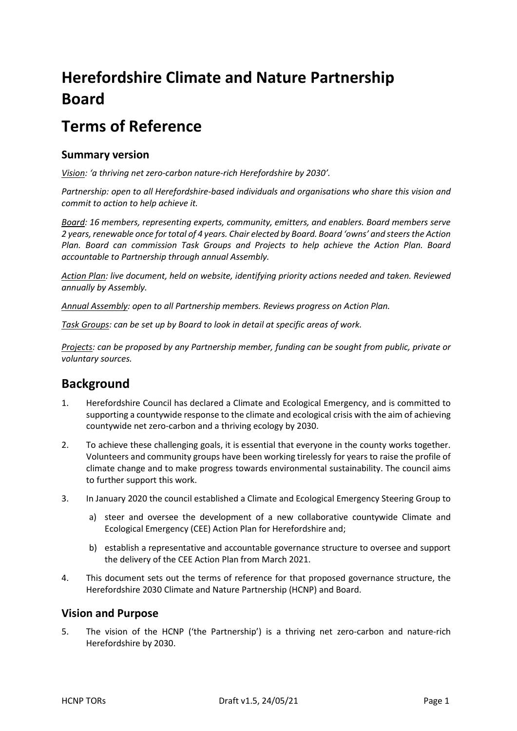# Herefordshire Climate and Nature Partnership Board

# Terms of Reference

### Summary version

*<u>Vision</u>: 'a thriving net zero-carbon nature-rich Herefordshire by 2030'.*

*Partnership: open to all Herefordshire-based individuals and organisations who share this vision and commit to action to help achieve it.*

*<u>Board</u>: 16 members, representing experts, community, emitters, and enablers. Board members serve 2 years, renewable once for total of 4 years. Chair elected by Board. Board 'owns' and steers the Action Plan. Board can commission Task Groups and Projects to help achieve the Action Plan. Board accountable to Partnership through annual Assembly.*

*<u>Action Plan</u>: live document, held on website, identifying priority actions needed and taken. Reviewed annually by Assembly.*

*<u>Annual Assembly</u>: open to all Partnership members. Reviews progress on Action Plan.*

*<u>Task Groups</u>: can be set up by Board to look in detail at specific areas of work.*

*<u>Projects</u>: can be proposed by any Partnership member, funding can be sought from public, private or voluntary sources.*

## Background

1. Herefordshire Council has declared a Climate and Ecological Emergency, and is committed to supporting a countywide response to the climate and ecological crisis with the aim of achieving countywide net zero-carbon and a thriving ecology by 2030.

2. To achieve these challenging goals, it is essential that everyone in the county works together. Volunteers and community groups have been working tirelessly for years to raise the profile of climate change and to make progress towards environmental sustainability. The council aims to further support this work.

3. In January 2020 the council established a Climate and Ecological Emergency Steering Group to

   a) steer and oversee the development of a new collaborative countywide Climate and Ecological Emergency (CEE) Action Plan for Herefordshire and;

   b) establish a representative and accountable governance structure to oversee and support the delivery of the CEE Action Plan from March 2021.

4. This document sets out the terms of reference for that proposed governance structure, the Herefordshire 2030 Climate and Nature Partnership (HCNP) and Board.

### Vision and Purpose

5. The vision of the HCNP ('the Partnership') is a thriving net zero-carbon and nature-rich Herefordshire by 2030.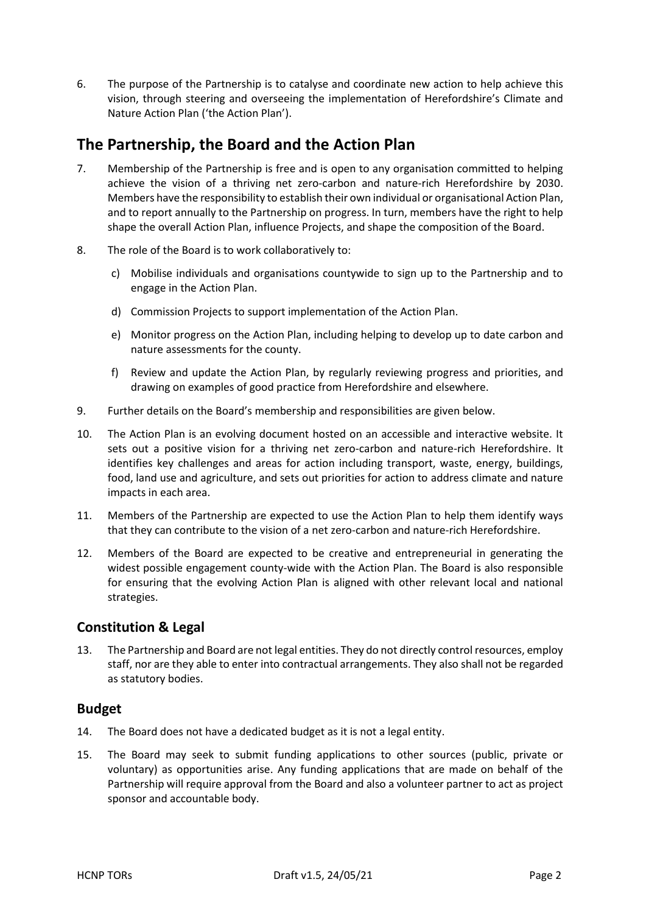6. The purpose of the Partnership is to catalyse and coordinate new action to help achieve this vision, through steering and overseeing the implementation of Herefordshire's Climate and Nature Action Plan ('the Action Plan').

## The Partnership, the Board and the Action Plan

7. Membership of the Partnership is free and is open to any organisation committed to helping achieve the vision of a thriving net zero-carbon and nature-rich Herefordshire by 2030. Members have the responsibility to establish their own individual or organisational Action Plan, and to report annually to the Partnership on progress. In turn, members have the right to help shape the overall Action Plan, influence Projects, and shape the composition of the Board.

8. The role of the Board is to work collaboratively to:

   c) Mobilise individuals and organisations countywide to sign up to the Partnership and to engage in the Action Plan.

   d) Commission Projects to support implementation of the Action Plan.

   e) Monitor progress on the Action Plan, including helping to develop up to date carbon and nature assessments for the county.

   f) Review and update the Action Plan, by regularly reviewing progress and priorities, and drawing on examples of good practice from Herefordshire and elsewhere.

9. Further details on the Board's membership and responsibilities are given below.

10. The Action Plan is an evolving document hosted on an accessible and interactive website. It sets out a positive vision for a thriving net zero-carbon and nature-rich Herefordshire. It identifies key challenges and areas for action including transport, waste, energy, buildings, food, land use and agriculture, and sets out priorities for action to address climate and nature impacts in each area.

11. Members of the Partnership are expected to use the Action Plan to help them identify ways that they can contribute to the vision of a net zero-carbon and nature-rich Herefordshire.

12. Members of the Board are expected to be creative and entrepreneurial in generating the widest possible engagement county-wide with the Action Plan. The Board is also responsible for ensuring that the evolving Action Plan is aligned with other relevant local and national strategies.

### Constitution & Legal

13. The Partnership and Board are not legal entities. They do not directly control resources, employ staff, nor are they able to enter into contractual arrangements. They also shall not be regarded as statutory bodies.

### Budget

14. The Board does not have a dedicated budget as it is not a legal entity.

15. The Board may seek to submit funding applications to other sources (public, private or voluntary) as opportunities arise. Any funding applications that are made on behalf of the Partnership will require approval from the Board and also a volunteer partner to act as project sponsor and accountable body.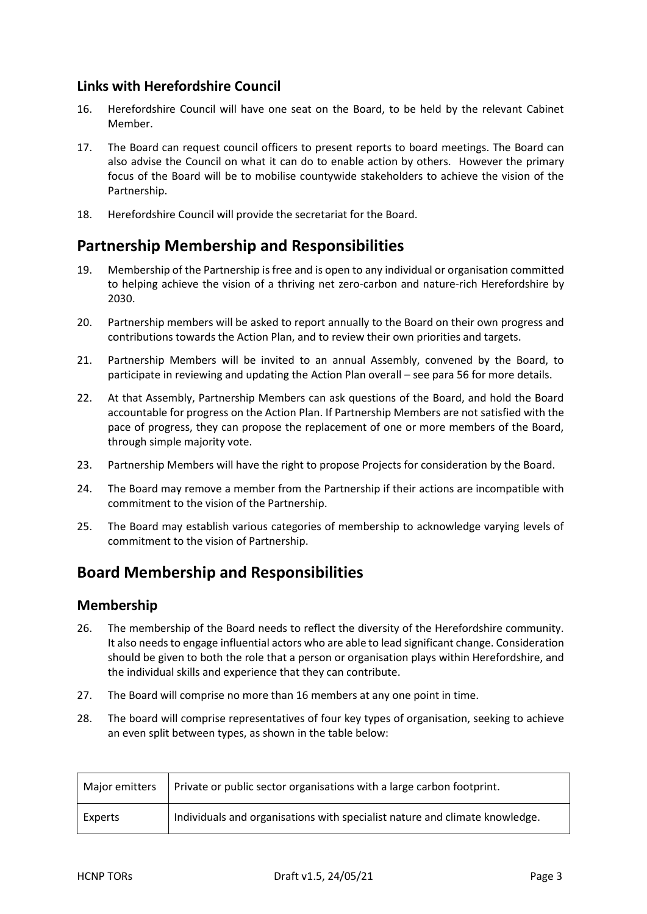### Links with Herefordshire Council

16. Herefordshire Council will have one seat on the Board, to be held by the relevant Cabinet Member.

17. The Board can request council officers to present reports to board meetings. The Board can also advise the Council on what it can do to enable action by others. However the primary focus of the Board will be to mobilise countywide stakeholders to achieve the vision of the Partnership.

18. Herefordshire Council will provide the secretariat for the Board.

## Partnership Membership and Responsibilities

19. Membership of the Partnership is free and is open to any individual or organisation committed to helping achieve the vision of a thriving net zero-carbon and nature-rich Herefordshire by 2030.

20. Partnership members will be asked to report annually to the Board on their own progress and contributions towards the Action Plan, and to review their own priorities and targets.

21. Partnership Members will be invited to an annual Assembly, convened by the Board, to participate in reviewing and updating the Action Plan overall – see para 56 for more details.

22. At that Assembly, Partnership Members can ask questions of the Board, and hold the Board accountable for progress on the Action Plan. If Partnership Members are not satisfied with the pace of progress, they can propose the replacement of one or more members of the Board, through simple majority vote.

23. Partnership Members will have the right to propose Projects for consideration by the Board.

24. The Board may remove a member from the Partnership if their actions are incompatible with commitment to the vision of the Partnership.

25. The Board may establish various categories of membership to acknowledge varying levels of commitment to the vision of Partnership.

## Board Membership and Responsibilities

### Membership

26. The membership of the Board needs to reflect the diversity of the Herefordshire community. It also needs to engage influential actors who are able to lead significant change. Consideration should be given to both the role that a person or organisation plays within Herefordshire, and the individual skills and experience that they can contribute.

27. The Board will comprise no more than 16 members at any one point in time.

28. The board will comprise representatives of four key types of organisation, seeking to achieve an even split between types, as shown in the table below:

| | |
|---|---|
| Major emitters | Private or public sector organisations with a large carbon footprint. |
| Experts | Individuals and organisations with specialist nature and climate knowledge. |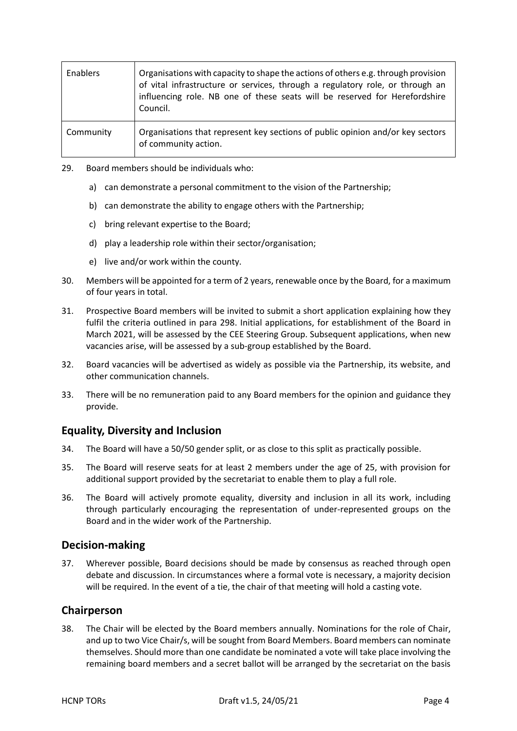| Enablers | Organisations with capacity to shape the actions of others e.g. through provision of vital infrastructure or services, through a regulatory role, or through an influencing role. NB one of these seats will be reserved for Herefordshire Council. |
|---|---|
| Community | Organisations that represent key sections of public opinion and/or key sectors of community action. |

29. Board members should be individuals who:

    a) can demonstrate a personal commitment to the vision of the Partnership;

    b) can demonstrate the ability to engage others with the Partnership;

    c) bring relevant expertise to the Board;

    d) play a leadership role within their sector/organisation;

    e) live and/or work within the county.

30. Members will be appointed for a term of 2 years, renewable once by the Board, for a maximum of four years in total.

31. Prospective Board members will be invited to submit a short application explaining how they fulfil the criteria outlined in para 298. Initial applications, for establishment of the Board in March 2021, will be assessed by the CEE Steering Group. Subsequent applications, when new vacancies arise, will be assessed by a sub-group established by the Board.

32. Board vacancies will be advertised as widely as possible via the Partnership, its website, and other communication channels.

33. There will be no remuneration paid to any Board members for the opinion and guidance they provide.

## Equality, Diversity and Inclusion

34. The Board will have a 50/50 gender split, or as close to this split as practically possible.

35. The Board will reserve seats for at least 2 members under the age of 25, with provision for additional support provided by the secretariat to enable them to play a full role.

36. The Board will actively promote equality, diversity and inclusion in all its work, including through particularly encouraging the representation of under-represented groups on the Board and in the wider work of the Partnership.

## Decision-making

37. Wherever possible, Board decisions should be made by consensus as reached through open debate and discussion. In circumstances where a formal vote is necessary, a majority decision will be required. In the event of a tie, the chair of that meeting will hold a casting vote.

## Chairperson

38. The Chair will be elected by the Board members annually. Nominations for the role of Chair, and up to two Vice Chair/s, will be sought from Board Members. Board members can nominate themselves. Should more than one candidate be nominated a vote will take place involving the remaining board members and a secret ballot will be arranged by the secretariat on the basis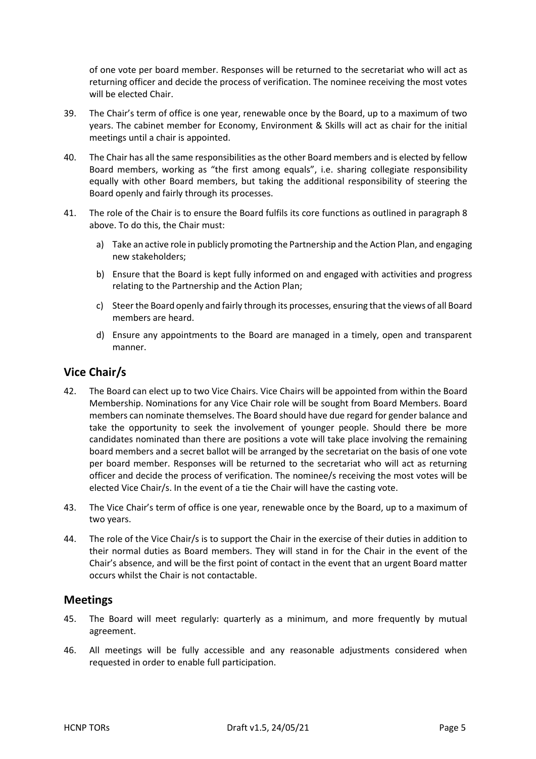of one vote per board member. Responses will be returned to the secretariat who will act as returning officer and decide the process of verification. The nominee receiving the most votes will be elected Chair.

39. The Chair's term of office is one year, renewable once by the Board, up to a maximum of two years. The cabinet member for Economy, Environment & Skills will act as chair for the initial meetings until a chair is appointed.

40. The Chair has all the same responsibilities as the other Board members and is elected by fellow Board members, working as "the first among equals", i.e. sharing collegiate responsibility equally with other Board members, but taking the additional responsibility of steering the Board openly and fairly through its processes.

41. The role of the Chair is to ensure the Board fulfils its core functions as outlined in paragraph 8 above. To do this, the Chair must:

    a) Take an active role in publicly promoting the Partnership and the Action Plan, and engaging new stakeholders;

    b) Ensure that the Board is kept fully informed on and engaged with activities and progress relating to the Partnership and the Action Plan;

    c) Steer the Board openly and fairly through its processes, ensuring that the views of all Board members are heard.

    d) Ensure any appointments to the Board are managed in a timely, open and transparent manner.

## Vice Chair/s

42. The Board can elect up to two Vice Chairs. Vice Chairs will be appointed from within the Board Membership. Nominations for any Vice Chair role will be sought from Board Members. Board members can nominate themselves. The Board should have due regard for gender balance and take the opportunity to seek the involvement of younger people. Should there be more candidates nominated than there are positions a vote will take place involving the remaining board members and a secret ballot will be arranged by the secretariat on the basis of one vote per board member. Responses will be returned to the secretariat who will act as returning officer and decide the process of verification. The nominee/s receiving the most votes will be elected Vice Chair/s. In the event of a tie the Chair will have the casting vote.

43. The Vice Chair's term of office is one year, renewable once by the Board, up to a maximum of two years.

44. The role of the Vice Chair/s is to support the Chair in the exercise of their duties in addition to their normal duties as Board members. They will stand in for the Chair in the event of the Chair's absence, and will be the first point of contact in the event that an urgent Board matter occurs whilst the Chair is not contactable.

## Meetings

45. The Board will meet regularly: quarterly as a minimum, and more frequently by mutual agreement.

46. All meetings will be fully accessible and any reasonable adjustments considered when requested in order to enable full participation.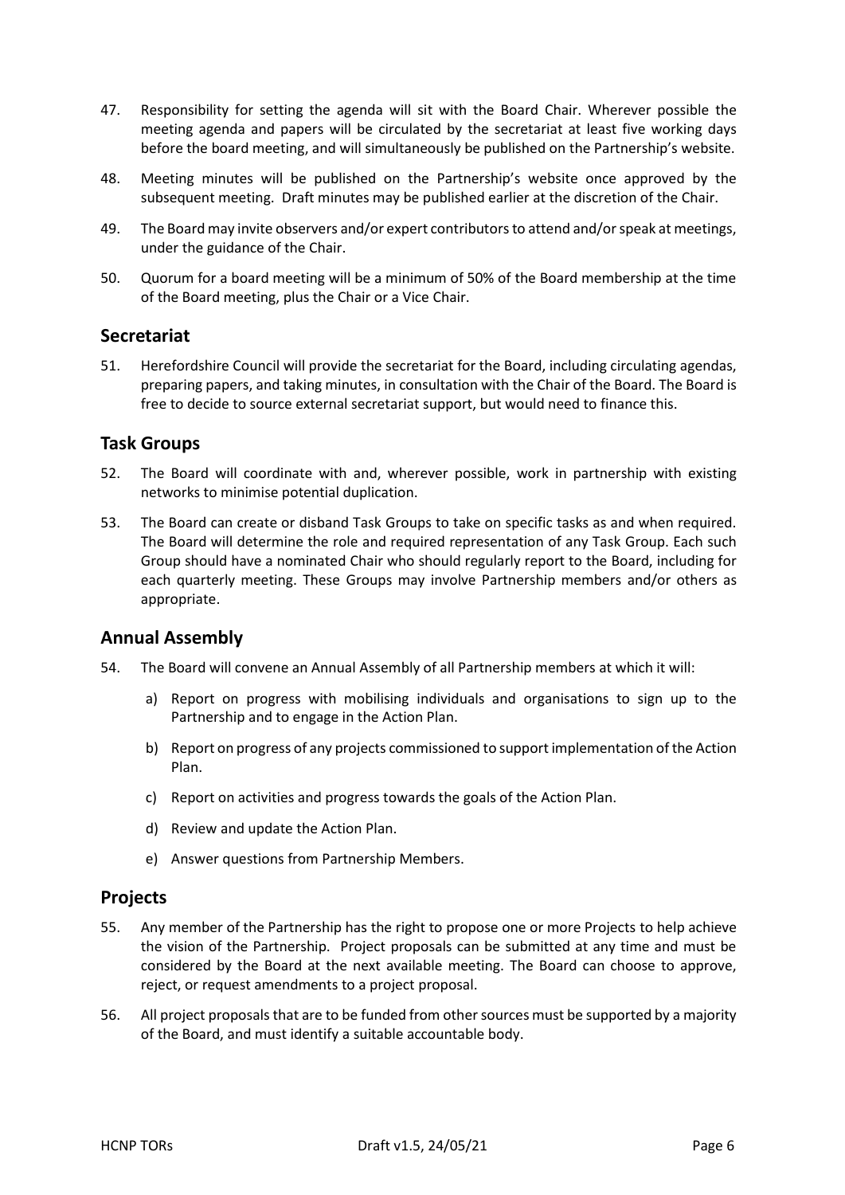47. Responsibility for setting the agenda will sit with the Board Chair. Wherever possible the meeting agenda and papers will be circulated by the secretariat at least five working days before the board meeting, and will simultaneously be published on the Partnership's website.

48. Meeting minutes will be published on the Partnership's website once approved by the subsequent meeting. Draft minutes may be published earlier at the discretion of the Chair.

49. The Board may invite observers and/or expert contributors to attend and/or speak at meetings, under the guidance of the Chair.

50. Quorum for a board meeting will be a minimum of 50% of the Board membership at the time of the Board meeting, plus the Chair or a Vice Chair.

## Secretariat

51. Herefordshire Council will provide the secretariat for the Board, including circulating agendas, preparing papers, and taking minutes, in consultation with the Chair of the Board. The Board is free to decide to source external secretariat support, but would need to finance this.

## Task Groups

52. The Board will coordinate with and, wherever possible, work in partnership with existing networks to minimise potential duplication.

53. The Board can create or disband Task Groups to take on specific tasks as and when required. The Board will determine the role and required representation of any Task Group. Each such Group should have a nominated Chair who should regularly report to the Board, including for each quarterly meeting. These Groups may involve Partnership members and/or others as appropriate.

## Annual Assembly

54. The Board will convene an Annual Assembly of all Partnership members at which it will:

    a) Report on progress with mobilising individuals and organisations to sign up to the Partnership and to engage in the Action Plan.

    b) Report on progress of any projects commissioned to support implementation of the Action Plan.

    c) Report on activities and progress towards the goals of the Action Plan.

    d) Review and update the Action Plan.

    e) Answer questions from Partnership Members.

## Projects

55. Any member of the Partnership has the right to propose one or more Projects to help achieve the vision of the Partnership. Project proposals can be submitted at any time and must be considered by the Board at the next available meeting. The Board can choose to approve, reject, or request amendments to a project proposal.

56. All project proposals that are to be funded from other sources must be supported by a majority of the Board, and must identify a suitable accountable body.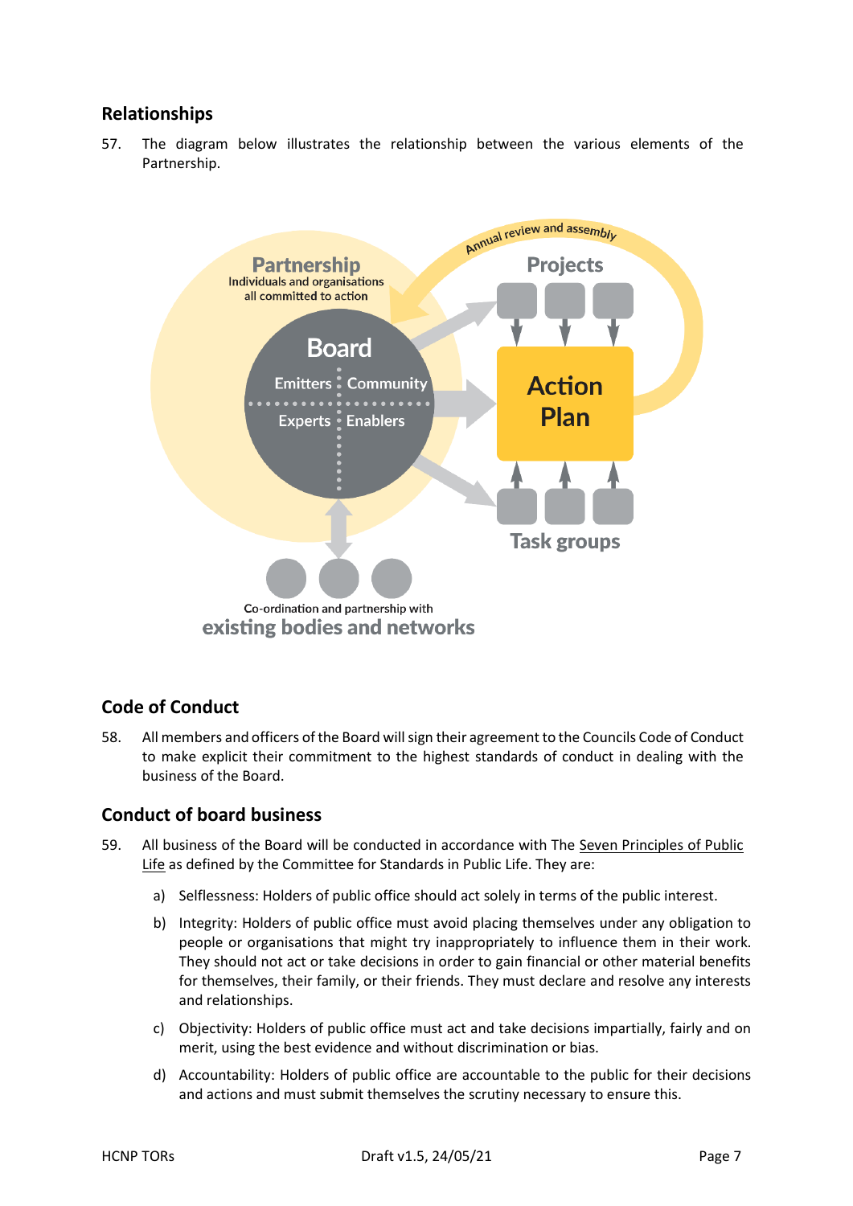## Relationships

57. The diagram below illustrates the relationship between the various elements of the Partnership.

## Code of Conduct

58. All members and officers of the Board will sign their agreement to the Councils Code of Conduct to make explicit their commitment to the highest standards of conduct in dealing with the business of the Board.

## Conduct of board business

59. All business of the Board will be conducted in accordance with The Seven Principles of Public Life as defined by the Committee for Standards in Public Life. They are:

   a) Selflessness: Holders of public office should act solely in terms of the public interest.

   b) Integrity: Holders of public office must avoid placing themselves under any obligation to people or organisations that might try inappropriately to influence them in their work. They should not act or take decisions in order to gain financial or other material benefits for themselves, their family, or their friends. They must declare and resolve any interests and relationships.

   c) Objectivity: Holders of public office must act and take decisions impartially, fairly and on merit, using the best evidence and without discrimination or bias.

   d) Accountability: Holders of public office are accountable to the public for their decisions and actions and must submit themselves the scrutiny necessary to ensure this.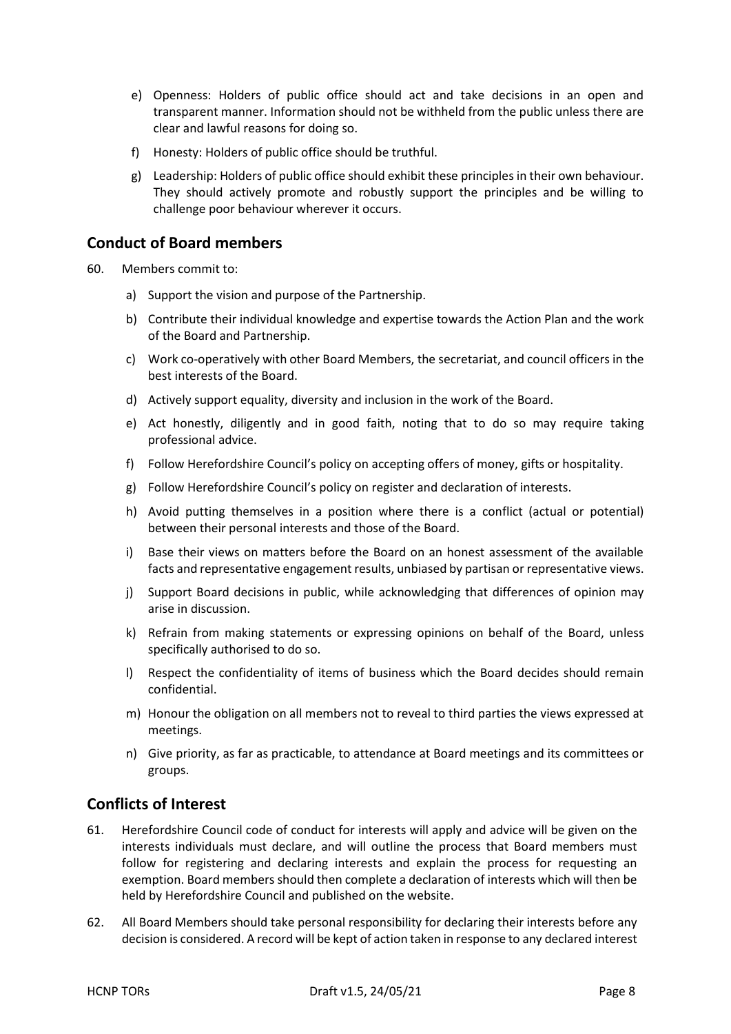e) Openness: Holders of public office should act and take decisions in an open and transparent manner. Information should not be withheld from the public unless there are clear and lawful reasons for doing so.

f) Honesty: Holders of public office should be truthful.

g) Leadership: Holders of public office should exhibit these principles in their own behaviour. They should actively promote and robustly support the principles and be willing to challenge poor behaviour wherever it occurs.

## Conduct of Board members

60. Members commit to:

a) Support the vision and purpose of the Partnership.

b) Contribute their individual knowledge and expertise towards the Action Plan and the work of the Board and Partnership.

c) Work co-operatively with other Board Members, the secretariat, and council officers in the best interests of the Board.

d) Actively support equality, diversity and inclusion in the work of the Board.

e) Act honestly, diligently and in good faith, noting that to do so may require taking professional advice.

f) Follow Herefordshire Council's policy on accepting offers of money, gifts or hospitality.

g) Follow Herefordshire Council's policy on register and declaration of interests.

h) Avoid putting themselves in a position where there is a conflict (actual or potential) between their personal interests and those of the Board.

i) Base their views on matters before the Board on an honest assessment of the available facts and representative engagement results, unbiased by partisan or representative views.

j) Support Board decisions in public, while acknowledging that differences of opinion may arise in discussion.

k) Refrain from making statements or expressing opinions on behalf of the Board, unless specifically authorised to do so.

l) Respect the confidentiality of items of business which the Board decides should remain confidential.

m) Honour the obligation on all members not to reveal to third parties the views expressed at meetings.

n) Give priority, as far as practicable, to attendance at Board meetings and its committees or groups.

## Conflicts of Interest

61. Herefordshire Council code of conduct for interests will apply and advice will be given on the interests individuals must declare, and will outline the process that Board members must follow for registering and declaring interests and explain the process for requesting an exemption. Board members should then complete a declaration of interests which will then be held by Herefordshire Council and published on the website.

62. All Board Members should take personal responsibility for declaring their interests before any decision is considered. A record will be kept of action taken in response to any declared interest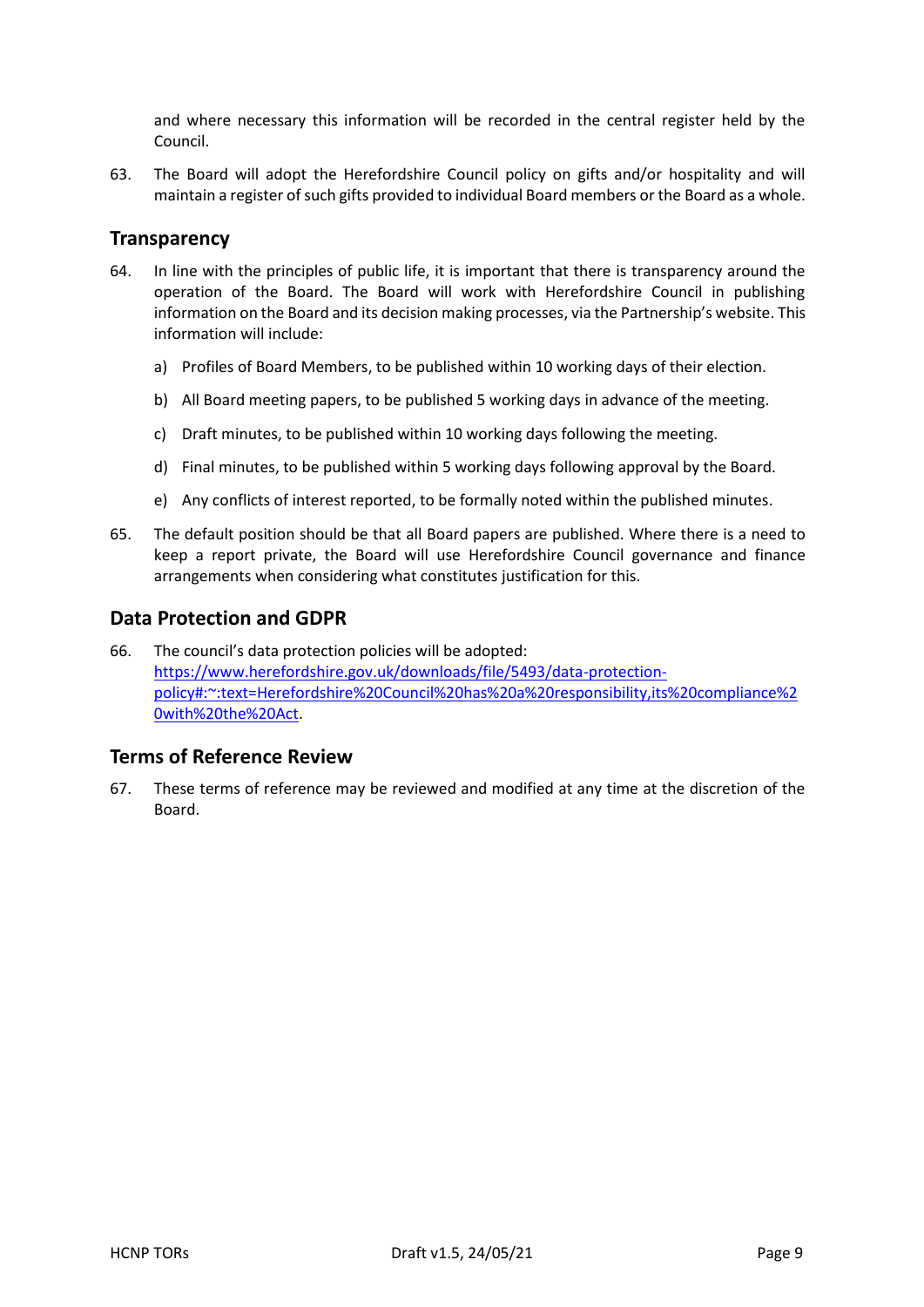and where necessary this information will be recorded in the central register held by the Council.

63. The Board will adopt the Herefordshire Council policy on gifts and/or hospitality and will maintain a register of such gifts provided to individual Board members or the Board as a whole.

## Transparency

64. In line with the principles of public life, it is important that there is transparency around the operation of the Board. The Board will work with Herefordshire Council in publishing information on the Board and its decision making processes, via the Partnership's website. This information will include:

    a) Profiles of Board Members, to be published within 10 working days of their election.

    b) All Board meeting papers, to be published 5 working days in advance of the meeting.

    c) Draft minutes, to be published within 10 working days following the meeting.

    d) Final minutes, to be published within 5 working days following approval by the Board.

    e) Any conflicts of interest reported, to be formally noted within the published minutes.

65. The default position should be that all Board papers are published. Where there is a need to keep a report private, the Board will use Herefordshire Council governance and finance arrangements when considering what constitutes justification for this.

## Data Protection and GDPR

66. The council's data protection policies will be adopted: [https://www.herefordshire.gov.uk/downloads/file/5493/data-protection-policy#:~:text=Herefordshire%20Council%20has%20a%20responsibility,its%20compliance%20with%20the%20Act](https://www.herefordshire.gov.uk/downloads/file/5493/data-protection-policy#:~:text=Herefordshire%20Council%20has%20a%20responsibility,its%20compliance%20with%20the%20Act).

## Terms of Reference Review

67. These terms of reference may be reviewed and modified at any time at the discretion of the Board.